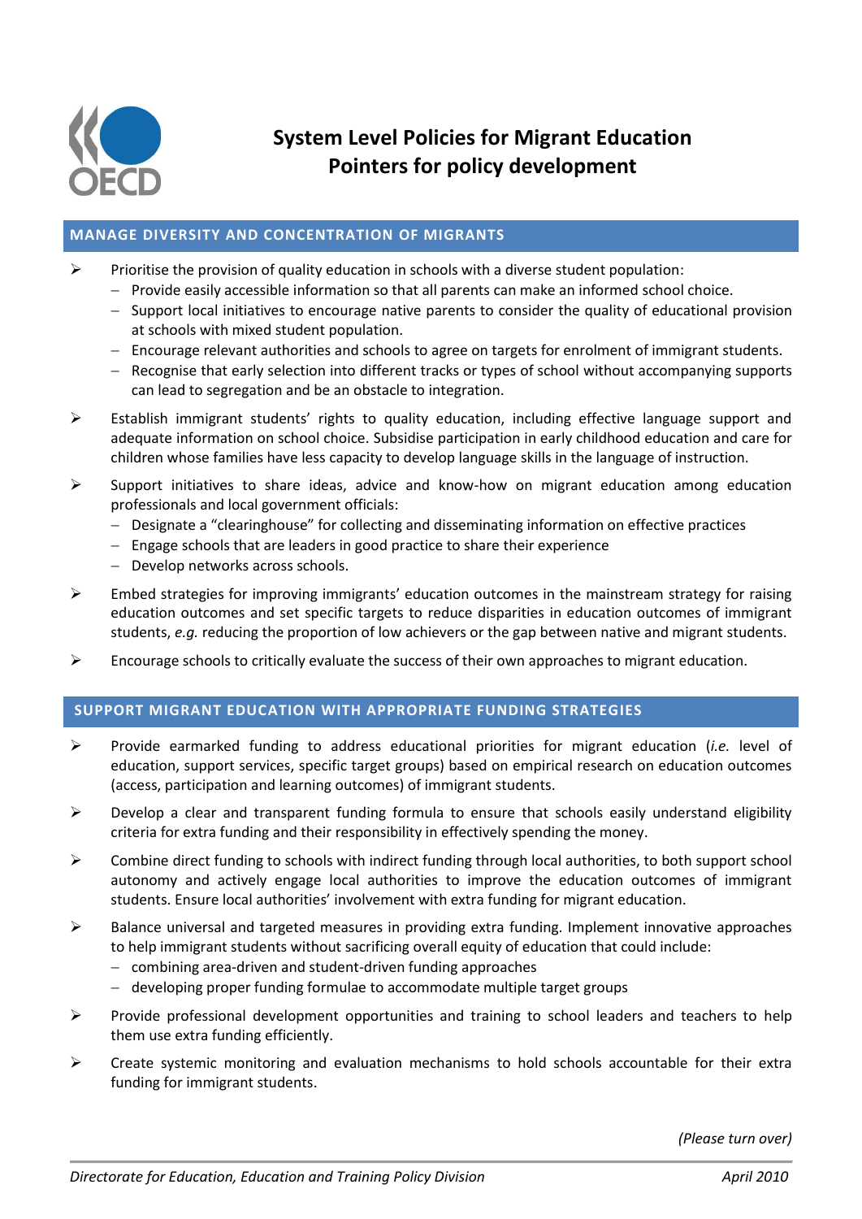# System Level Policies for Migrant Education
## Pointers for policy development

### MANAGE DIVERSITY AND CONCENTRATION OF MIGRANTS

- Prioritise the provision of quality education in schools with a diverse student population:
  - Provide easily accessible information so that all parents can make an informed school choice.
  - Support local initiatives to encourage native parents to consider the quality of educational provision at schools with mixed student population.
  - Encourage relevant authorities and schools to agree on targets for enrolment of immigrant students.
  - Recognise that early selection into different tracks or types of school without accompanying supports can lead to segregation and be an obstacle to integration.
- Establish immigrant students' rights to quality education, including effective language support and adequate information on school choice. Subsidise participation in early childhood education and care for children whose families have less capacity to develop language skills in the language of instruction.
- Support initiatives to share ideas, advice and know-how on migrant education among education professionals and local government officials:
  - Designate a "clearinghouse" for collecting and disseminating information on effective practices
  - Engage schools that are leaders in good practice to share their experience
  - Develop networks across schools.
- Embed strategies for improving immigrants' education outcomes in the mainstream strategy for raising education outcomes and set specific targets to reduce disparities in education outcomes of immigrant students, *e.g.* reducing the proportion of low achievers or the gap between native and migrant students.
- Encourage schools to critically evaluate the success of their own approaches to migrant education.

### SUPPORT MIGRANT EDUCATION WITH APPROPRIATE FUNDING STRATEGIES

- Provide earmarked funding to address educational priorities for migrant education (*i.e.* level of education, support services, specific target groups) based on empirical research on education outcomes (access, participation and learning outcomes) of immigrant students.
- Develop a clear and transparent funding formula to ensure that schools easily understand eligibility criteria for extra funding and their responsibility in effectively spending the money.
- Combine direct funding to schools with indirect funding through local authorities, to both support school autonomy and actively engage local authorities to improve the education outcomes of immigrant students. Ensure local authorities' involvement with extra funding for migrant education.
- Balance universal and targeted measures in providing extra funding. Implement innovative approaches to help immigrant students without sacrificing overall equity of education that could include:
  - combining area-driven and student-driven funding approaches
  - developing proper funding formulae to accommodate multiple target groups
- Provide professional development opportunities and training to school leaders and teachers to help them use extra funding efficiently.
- Create systemic monitoring and evaluation mechanisms to hold schools accountable for their extra funding for immigrant students.

*(Please turn over)*

*Directorate for Education, Education and Training Policy Division* — *April 2010*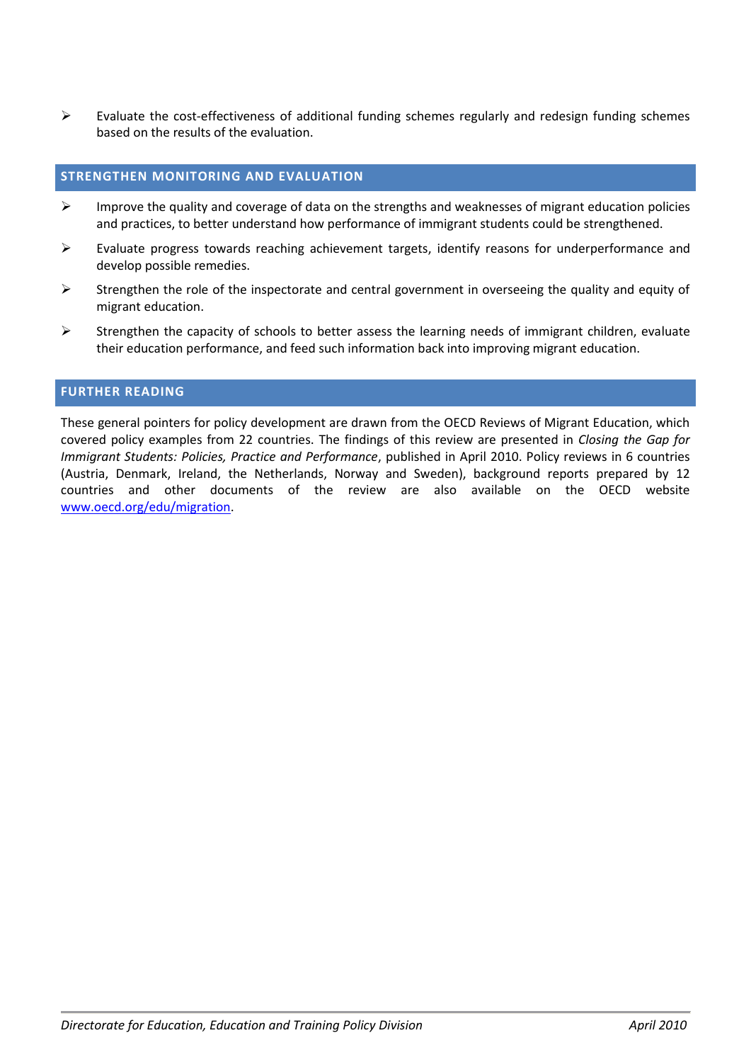- Evaluate the cost-effectiveness of additional funding schemes regularly and redesign funding schemes based on the results of the evaluation.

## STRENGTHEN MONITORING AND EVALUATION

- Improve the quality and coverage of data on the strengths and weaknesses of migrant education policies and practices, to better understand how performance of immigrant students could be strengthened.
- Evaluate progress towards reaching achievement targets, identify reasons for underperformance and develop possible remedies.
- Strengthen the role of the inspectorate and central government in overseeing the quality and equity of migrant education.
- Strengthen the capacity of schools to better assess the learning needs of immigrant children, evaluate their education performance, and feed such information back into improving migrant education.

## FURTHER READING

These general pointers for policy development are drawn from the OECD Reviews of Migrant Education, which covered policy examples from 22 countries. The findings of this review are presented in *Closing the Gap for Immigrant Students: Policies, Practice and Performance*, published in April 2010. Policy reviews in 6 countries (Austria, Denmark, Ireland, the Netherlands, Norway and Sweden), background reports prepared by 12 countries and other documents of the review are also available on the OECD website [www.oecd.org/edu/migration](http://www.oecd.org/edu/migration).